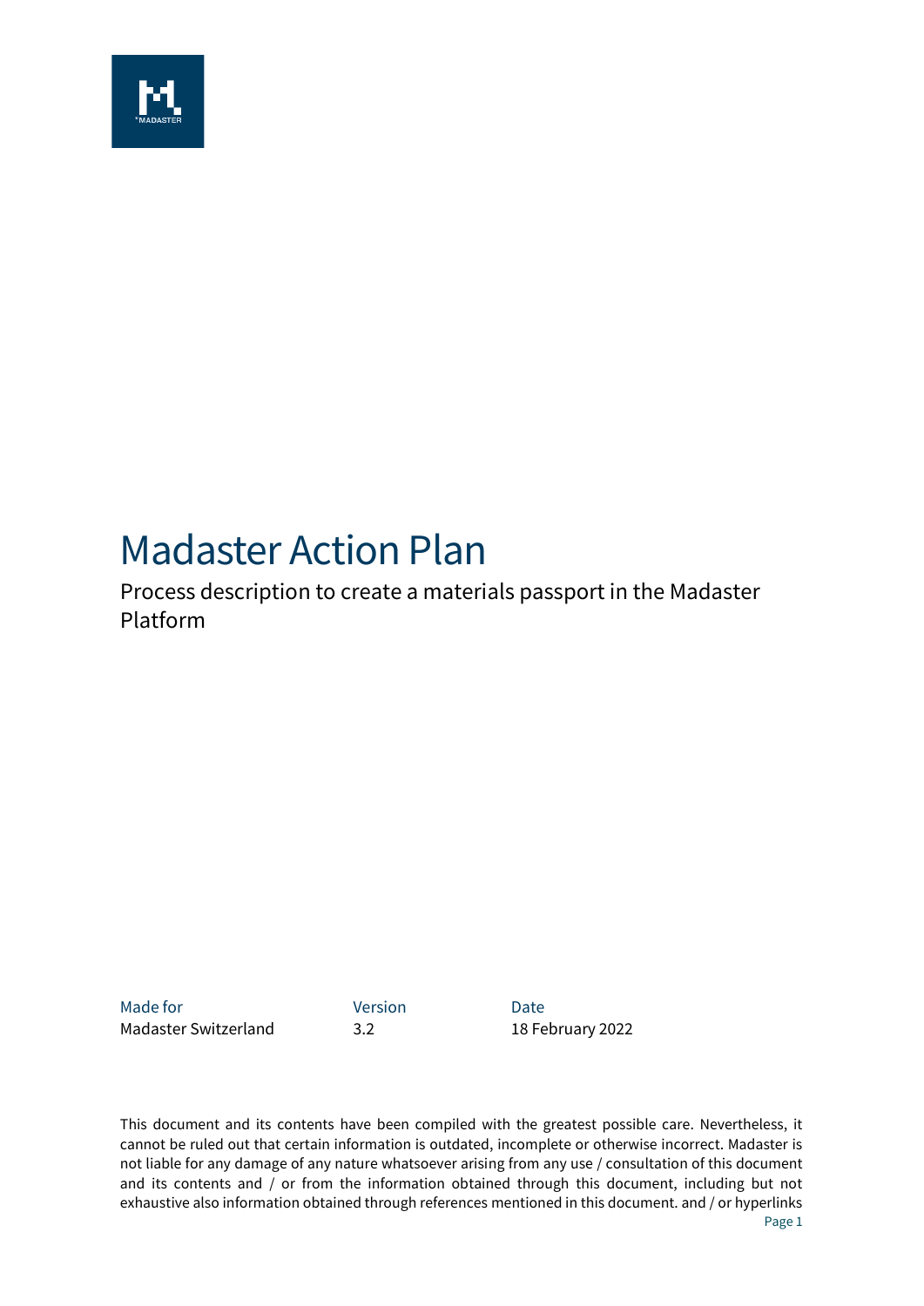# Madaster Action Plan

Process description to create a materials passport in the Madaster Platform

| Made for | Version | Date |
|---|---|---|
| Madaster Switzerland | 3.2 | 18 February 2022 |

This document and its contents have been compiled with the greatest possible care. Nevertheless, it cannot be ruled out that certain information is outdated, incomplete or otherwise incorrect. Madaster is not liable for any damage of any nature whatsoever arising from any use / consultation of this document and its contents and / or from the information obtained through this document, including but not exhaustive also information obtained through references mentioned in this document. and / or hyperlinks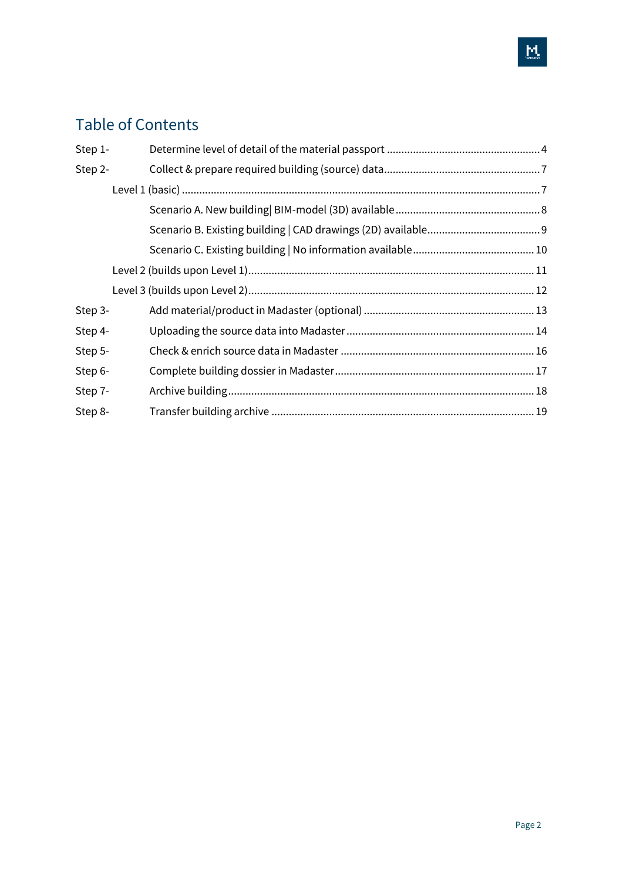# Table of Contents

- Step 1- Determine level of detail of the material passport ..... 4
- Step 2- Collect & prepare required building (source) data ..... 7
  - Level 1 (basic) ..... 7
    - Scenario A. New building| BIM-model (3D) available ..... 8
    - Scenario B. Existing building | CAD drawings (2D) available ..... 9
    - Scenario C. Existing building | No information available ..... 10
  - Level 2 (builds upon Level 1) ..... 11
  - Level 3 (builds upon Level 2) ..... 12
- Step 3- Add material/product in Madaster (optional) ..... 13
- Step 4- Uploading the source data into Madaster ..... 14
- Step 5- Check & enrich source data in Madaster ..... 16
- Step 6- Complete building dossier in Madaster ..... 17
- Step 7- Archive building ..... 18
- Step 8- Transfer building archive ..... 19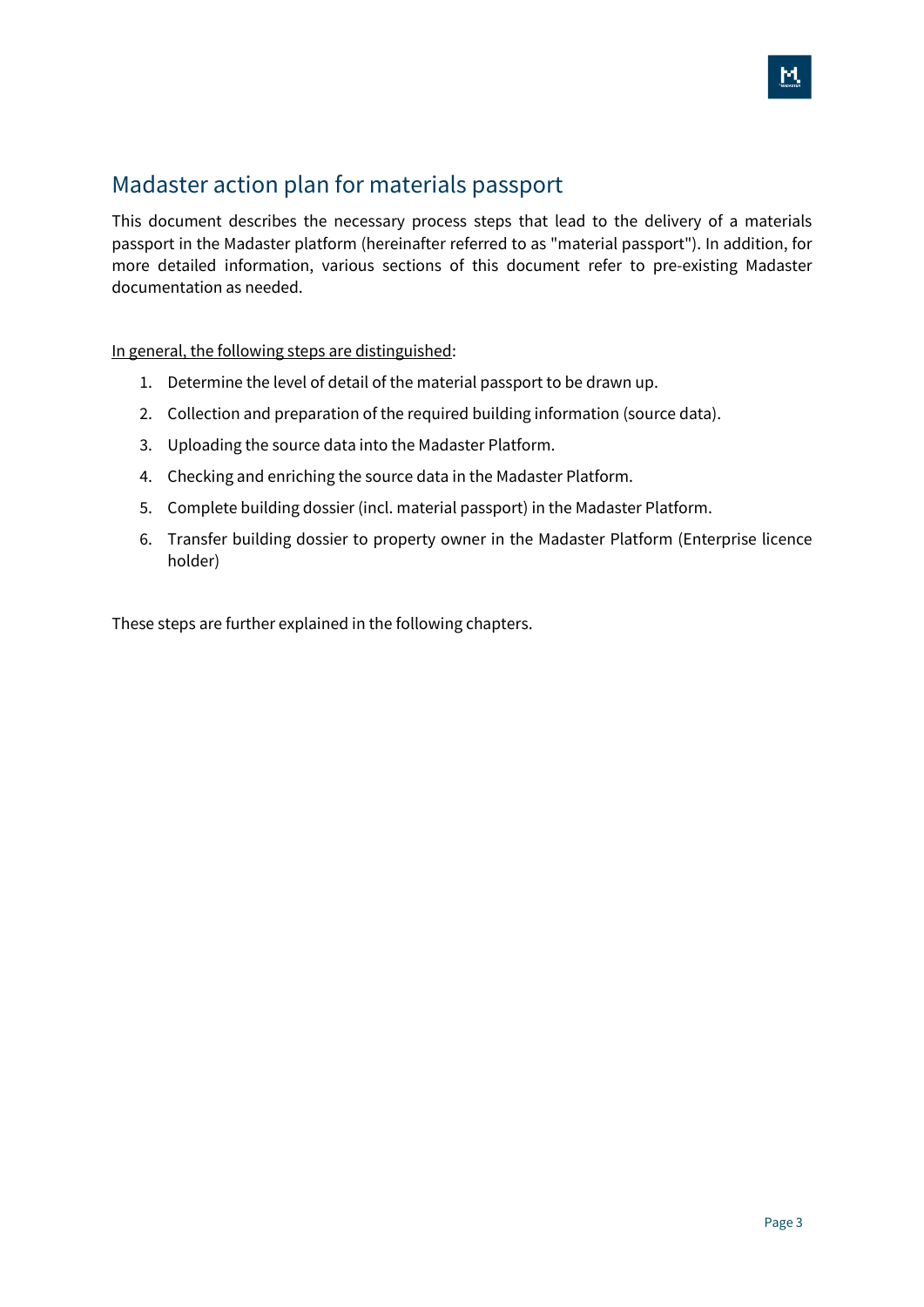# Madaster action plan for materials passport

This document describes the necessary process steps that lead to the delivery of a materials passport in the Madaster platform (hereinafter referred to as "material passport"). In addition, for more detailed information, various sections of this document refer to pre-existing Madaster documentation as needed.

<u>In general, the following steps are distinguished</u>:

1. Determine the level of detail of the material passport to be drawn up.
2. Collection and preparation of the required building information (source data).
3. Uploading the source data into the Madaster Platform.
4. Checking and enriching the source data in the Madaster Platform.
5. Complete building dossier (incl. material passport) in the Madaster Platform.
6. Transfer building dossier to property owner in the Madaster Platform (Enterprise licence holder)

These steps are further explained in the following chapters.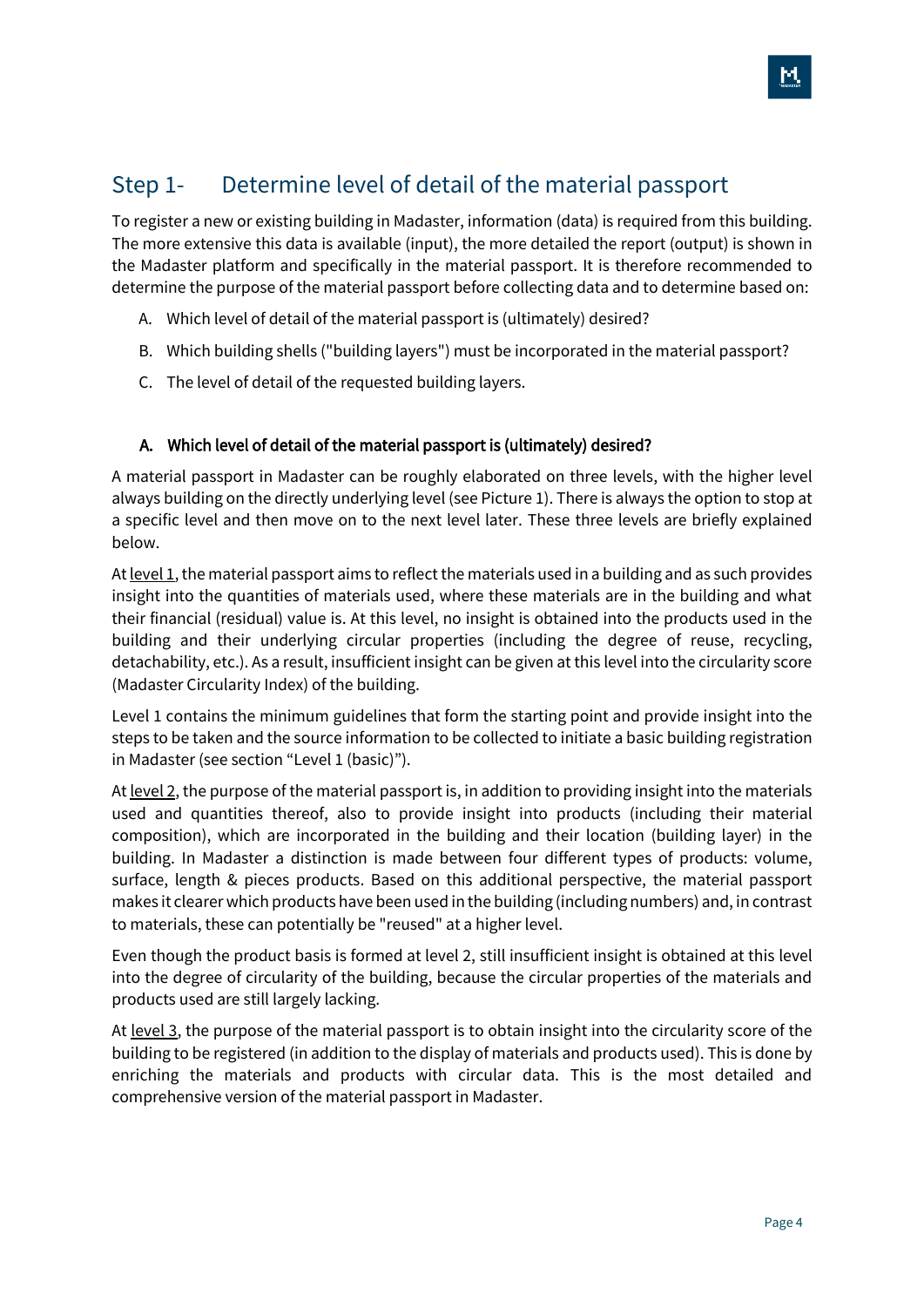## Step 1- Determine level of detail of the material passport

To register a new or existing building in Madaster, information (data) is required from this building. The more extensive this data is available (input), the more detailed the report (output) is shown in the Madaster platform and specifically in the material passport. It is therefore recommended to determine the purpose of the material passport before collecting data and to determine based on:

A. Which level of detail of the material passport is (ultimately) desired?

B. Which building shells ("building layers") must be incorporated in the material passport?

C. The level of detail of the requested building layers.

### A. Which level of detail of the material passport is (ultimately) desired?

A material passport in Madaster can be roughly elaborated on three levels, with the higher level always building on the directly underlying level (see Picture 1). There is always the option to stop at a specific level and then move on to the next level later. These three levels are briefly explained below.

At level 1, the material passport aims to reflect the materials used in a building and as such provides insight into the quantities of materials used, where these materials are in the building and what their financial (residual) value is. At this level, no insight is obtained into the products used in the building and their underlying circular properties (including the degree of reuse, recycling, detachability, etc.). As a result, insufficient insight can be given at this level into the circularity score (Madaster Circularity Index) of the building.

Level 1 contains the minimum guidelines that form the starting point and provide insight into the steps to be taken and the source information to be collected to initiate a basic building registration in Madaster (see section “Level 1 (basic)”).

At level 2, the purpose of the material passport is, in addition to providing insight into the materials used and quantities thereof, also to provide insight into products (including their material composition), which are incorporated in the building and their location (building layer) in the building. In Madaster a distinction is made between four different types of products: volume, surface, length & pieces products. Based on this additional perspective, the material passport makes it clearer which products have been used in the building (including numbers) and, in contrast to materials, these can potentially be "reused" at a higher level.

Even though the product basis is formed at level 2, still insufficient insight is obtained at this level into the degree of circularity of the building, because the circular properties of the materials and products used are still largely lacking.

At level 3, the purpose of the material passport is to obtain insight into the circularity score of the building to be registered (in addition to the display of materials and products used). This is done by enriching the materials and products with circular data. This is the most detailed and comprehensive version of the material passport in Madaster.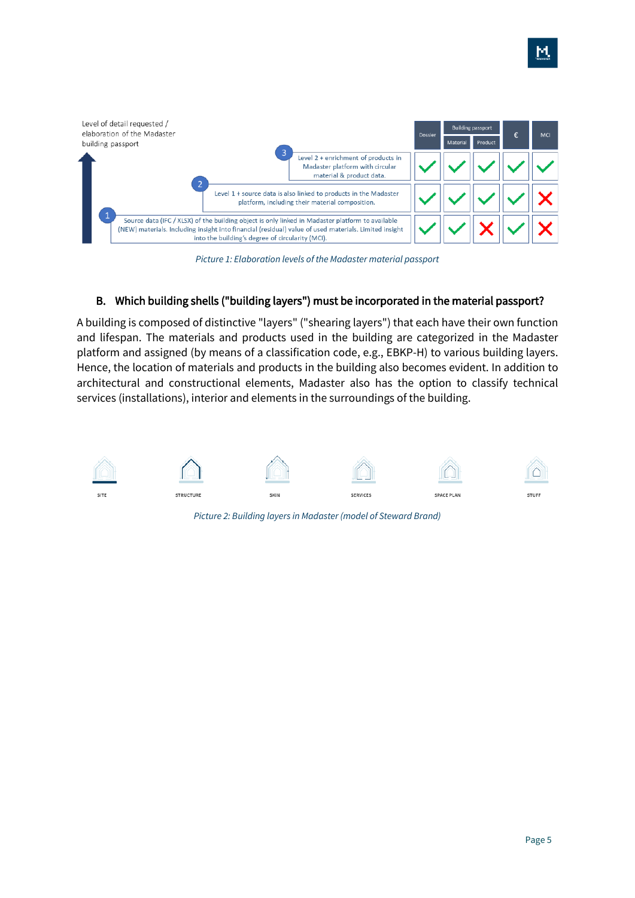| Level of detail requested / elaboration of the Madaster building passport | Dossier | Building passport: Material | Building passport: Product | € | MCI |
|---|---|---|---|---|---|
| 3 — Level 2 + enrichment of products in Madaster platform with circular material & product data. | ✓ | ✓ | ✓ | ✓ | ✓ |
| 2 — Level 1 + source data is also linked to products in the Madaster platform, including their material composition. | ✓ | ✓ | ✓ | ✓ | ✗ |
| 1 — Source data (IFC / XLSX) of the building object is only linked in Madaster platform to available (NEW) materials. Including insight into financial (residual) value of used materials. Limited insight into the building's degree of circularity (MCI). | ✓ | ✓ | ✗ | ✓ | ✗ |

*Picture 1: Elaboration levels of the Madaster material passport*

### B. Which building shells ("building layers") must be incorporated in the material passport?

A building is composed of distinctive "layers" ("shearing layers") that each have their own function and lifespan. The materials and products used in the building are categorized in the Madaster platform and assigned (by means of a classification code, e.g., EBKP-H) to various building layers. Hence, the location of materials and products in the building also becomes evident. In addition to architectural and constructional elements, Madaster also has the option to classify technical services (installations), interior and elements in the surroundings of the building.

SITE | STRUCTURE | SKIN | SERVICES | SPACE PLAN | STUFF

*Picture 2: Building layers in Madaster (model of Steward Brand)*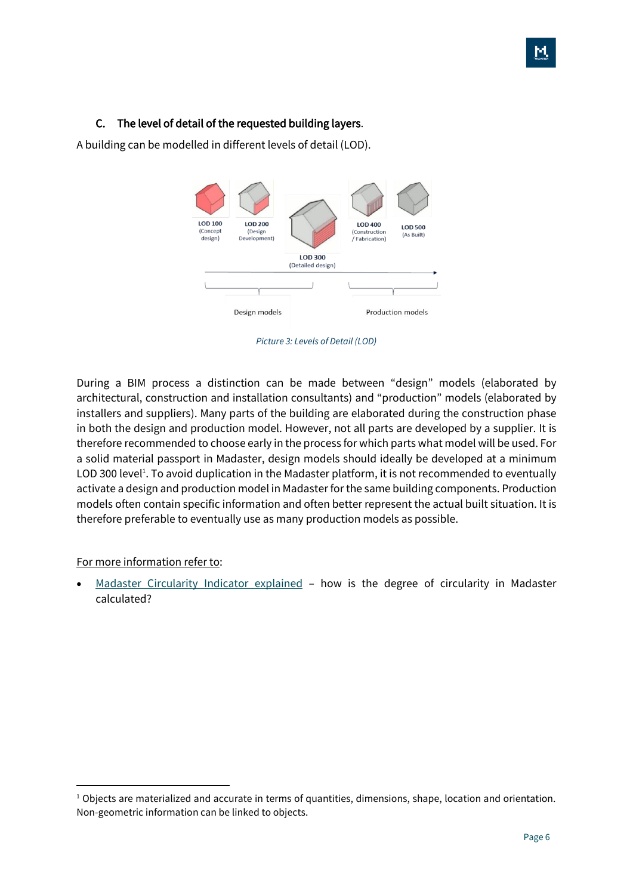### C. The level of detail of the requested building layers.

A building can be modelled in different levels of detail (LOD).

*Picture 3: Levels of Detail (LOD)*

During a BIM process a distinction can be made between “design” models (elaborated by architectural, construction and installation consultants) and “production” models (elaborated by installers and suppliers). Many parts of the building are elaborated during the construction phase in both the design and production model. However, not all parts are developed by a supplier. It is therefore recommended to choose early in the process for which parts what model will be used. For a solid material passport in Madaster, design models should ideally be developed at a minimum LOD 300 level[1]. To avoid duplication in the Madaster platform, it is not recommended to eventually activate a design and production model in Madaster for the same building components. Production models often contain specific information and often better represent the actual built situation. It is therefore preferable to eventually use as many production models as possible.

For more information refer to:

- Madaster Circularity Indicator explained – how is the degree of circularity in Madaster calculated?

[1] Objects are materialized and accurate in terms of quantities, dimensions, shape, location and orientation. Non-geometric information can be linked to objects.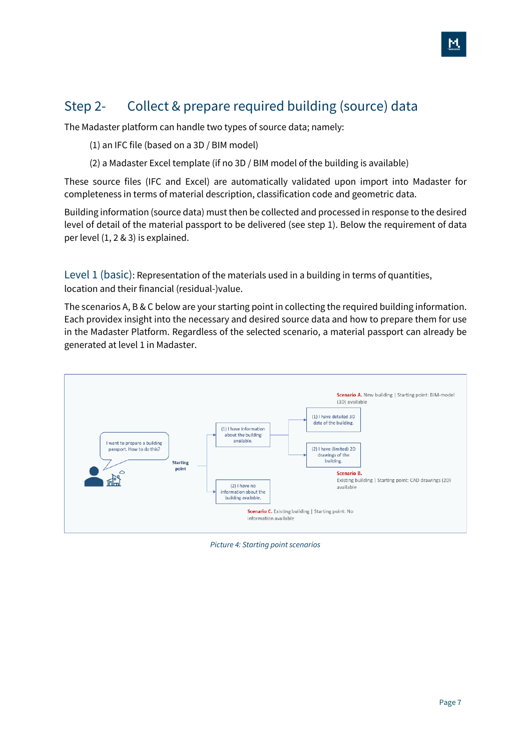## Step 2- Collect & prepare required building (source) data

The Madaster platform can handle two types of source data; namely:

(1) an IFC file (based on a 3D / BIM model)

(2) a Madaster Excel template (if no 3D / BIM model of the building is available)

These source files (IFC and Excel) are automatically validated upon import into Madaster for completeness in terms of material description, classification code and geometric data.

Building information (source data) must then be collected and processed in response to the desired level of detail of the material passport to be delivered (see step 1). Below the requirement of data per level (1, 2 & 3) is explained.

Level 1 (basic): Representation of the materials used in a building in terms of quantities, location and their financial (residual-)value.

The scenarios A, B & C below are your starting point in collecting the required building information. Each providex insight into the necessary and desired source data and how to prepare them for use in the Madaster Platform. Regardless of the selected scenario, a material passport can already be generated at level 1 in Madaster.

I want to prepare a building passport. How to do this?

Starting point

(1) I have information about the building available.

(1) I have detailed 3D data of the building.

**Scenario A.** New building | Starting point: BIM-model (3D) available

(2) I have (limited) 2D drawings of the building.

**Scenario B.** Existing building | Starting point: CAD drawings (2D) available

(2) I have no information about the building available.

**Scenario C.** Existing building | Starting point: No information available

*Picture 4: Starting point scenarios*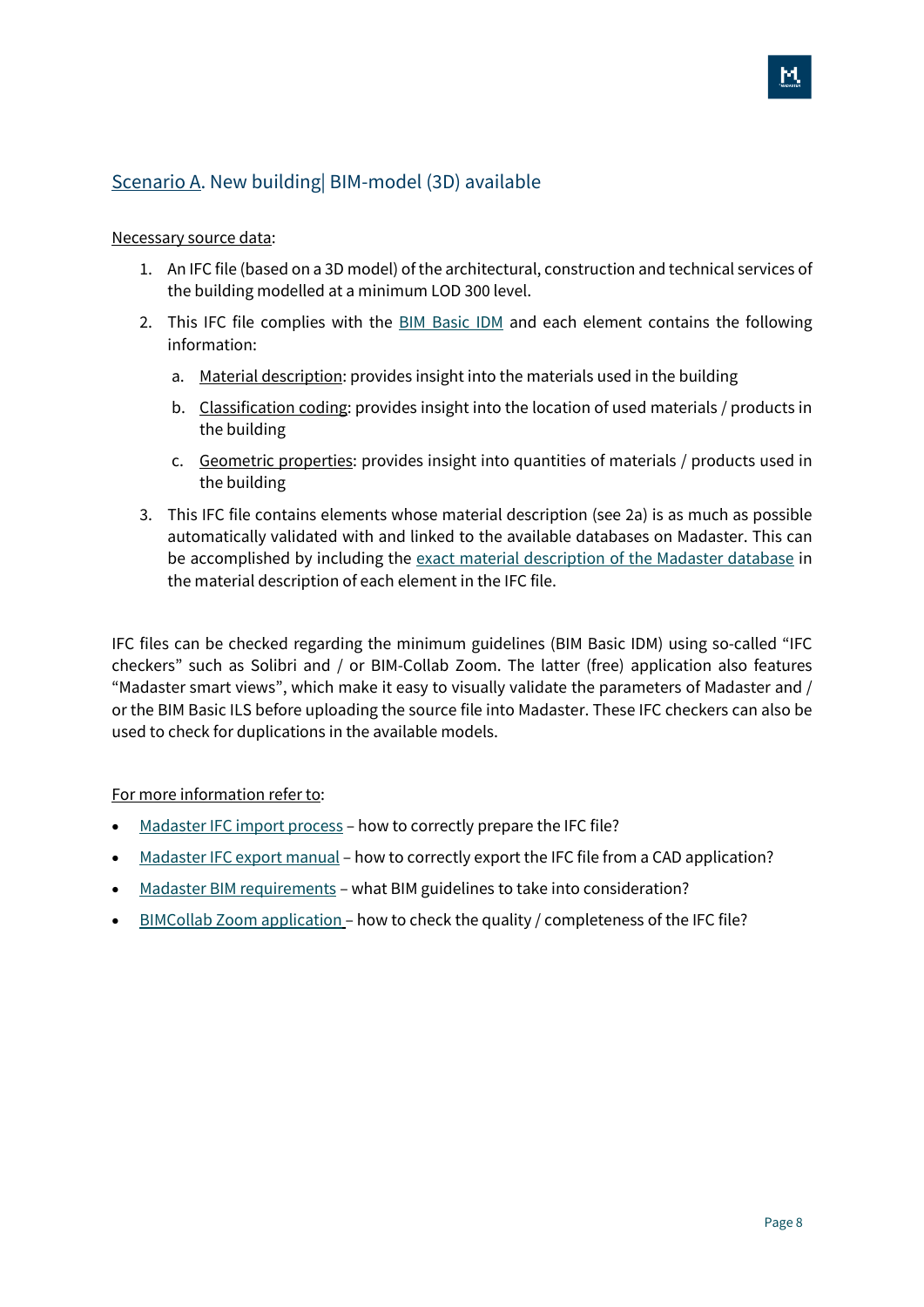## Scenario A. New building| BIM-model (3D) available

Necessary source data:

1. An IFC file (based on a 3D model) of the architectural, construction and technical services of the building modelled at a minimum LOD 300 level.
2. This IFC file complies with the BIM Basic IDM and each element contains the following information:
   a. Material description: provides insight into the materials used in the building
   b. Classification coding: provides insight into the location of used materials / products in the building
   c. Geometric properties: provides insight into quantities of materials / products used in the building
3. This IFC file contains elements whose material description (see 2a) is as much as possible automatically validated with and linked to the available databases on Madaster. This can be accomplished by including the exact material description of the Madaster database in the material description of each element in the IFC file.

IFC files can be checked regarding the minimum guidelines (BIM Basic IDM) using so-called "IFC checkers" such as Solibri and / or BIM-Collab Zoom. The latter (free) application also features "Madaster smart views", which make it easy to visually validate the parameters of Madaster and / or the BIM Basic ILS before uploading the source file into Madaster. These IFC checkers can also be used to check for duplications in the available models.

For more information refer to:

- Madaster IFC import process – how to correctly prepare the IFC file?
- Madaster IFC export manual – how to correctly export the IFC file from a CAD application?
- Madaster BIM requirements – what BIM guidelines to take into consideration?
- BIMCollab Zoom application – how to check the quality / completeness of the IFC file?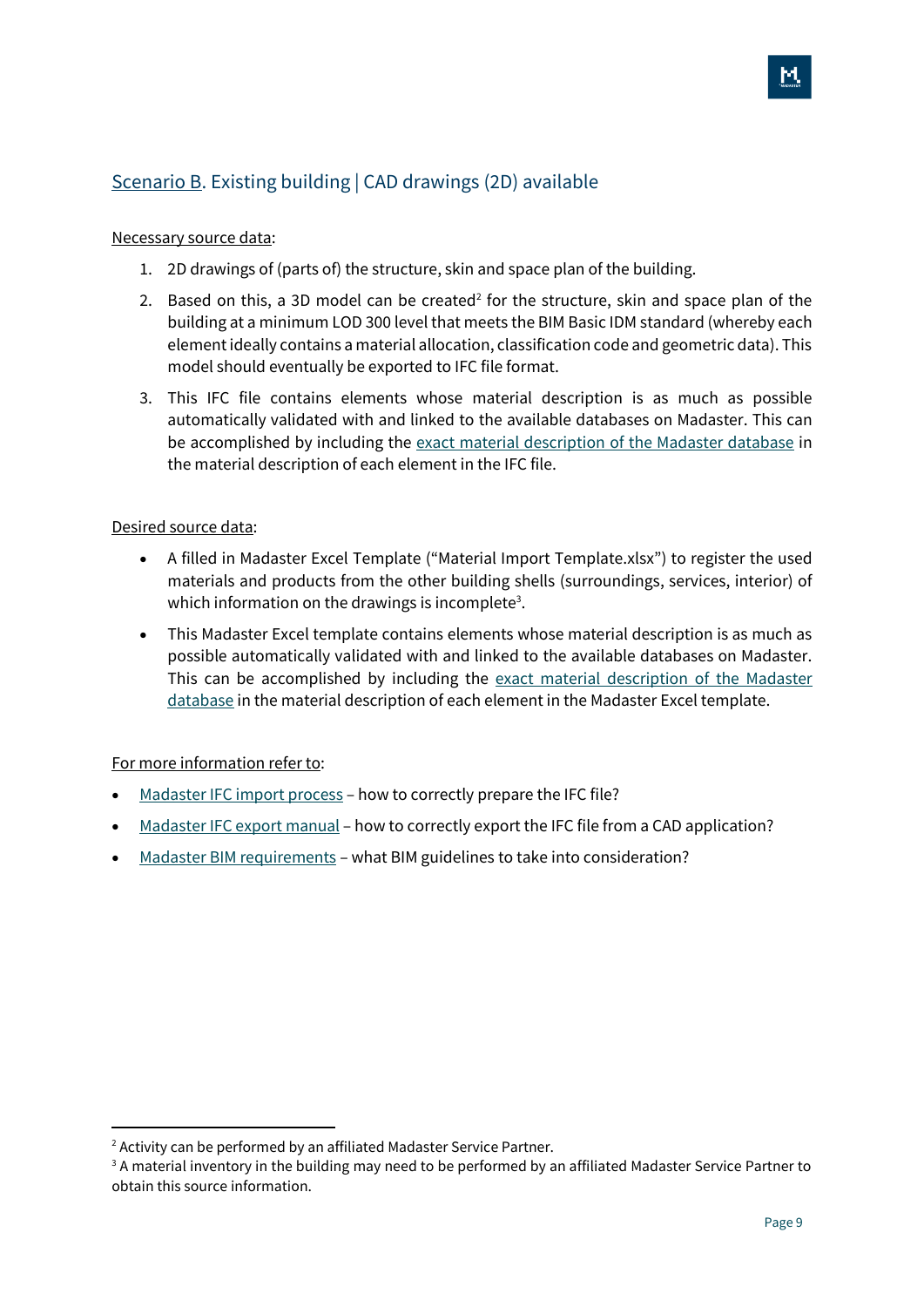## Scenario B. Existing building | CAD drawings (2D) available

Necessary source data:

1. 2D drawings of (parts of) the structure, skin and space plan of the building.
2. Based on this, a 3D model can be created[2] for the structure, skin and space plan of the building at a minimum LOD 300 level that meets the BIM Basic IDM standard (whereby each element ideally contains a material allocation, classification code and geometric data). This model should eventually be exported to IFC file format.
3. This IFC file contains elements whose material description is as much as possible automatically validated with and linked to the available databases on Madaster. This can be accomplished by including the exact material description of the Madaster database in the material description of each element in the IFC file.

Desired source data:

- A filled in Madaster Excel Template ("Material Import Template.xlsx") to register the used materials and products from the other building shells (surroundings, services, interior) of which information on the drawings is incomplete[3].
- This Madaster Excel template contains elements whose material description is as much as possible automatically validated with and linked to the available databases on Madaster. This can be accomplished by including the exact material description of the Madaster database in the material description of each element in the Madaster Excel template.

For more information refer to:

- Madaster IFC import process – how to correctly prepare the IFC file?
- Madaster IFC export manual – how to correctly export the IFC file from a CAD application?
- Madaster BIM requirements – what BIM guidelines to take into consideration?

---

[2] Activity can be performed by an affiliated Madaster Service Partner.

[3] A material inventory in the building may need to be performed by an affiliated Madaster Service Partner to obtain this source information.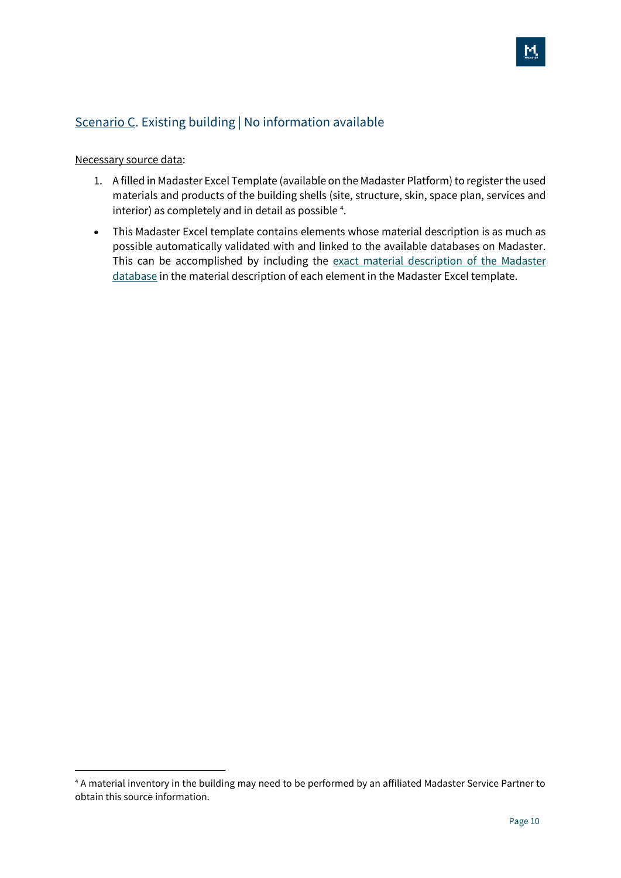## Scenario C. Existing building | No information available

Necessary source data:

1. A filled in Madaster Excel Template (available on the Madaster Platform) to register the used materials and products of the building shells (site, structure, skin, space plan, services and interior) as completely and in detail as possible [4].

- This Madaster Excel template contains elements whose material description is as much as possible automatically validated with and linked to the available databases on Madaster. This can be accomplished by including the exact material description of the Madaster database in the material description of each element in the Madaster Excel template.

[4] A material inventory in the building may need to be performed by an affiliated Madaster Service Partner to obtain this source information.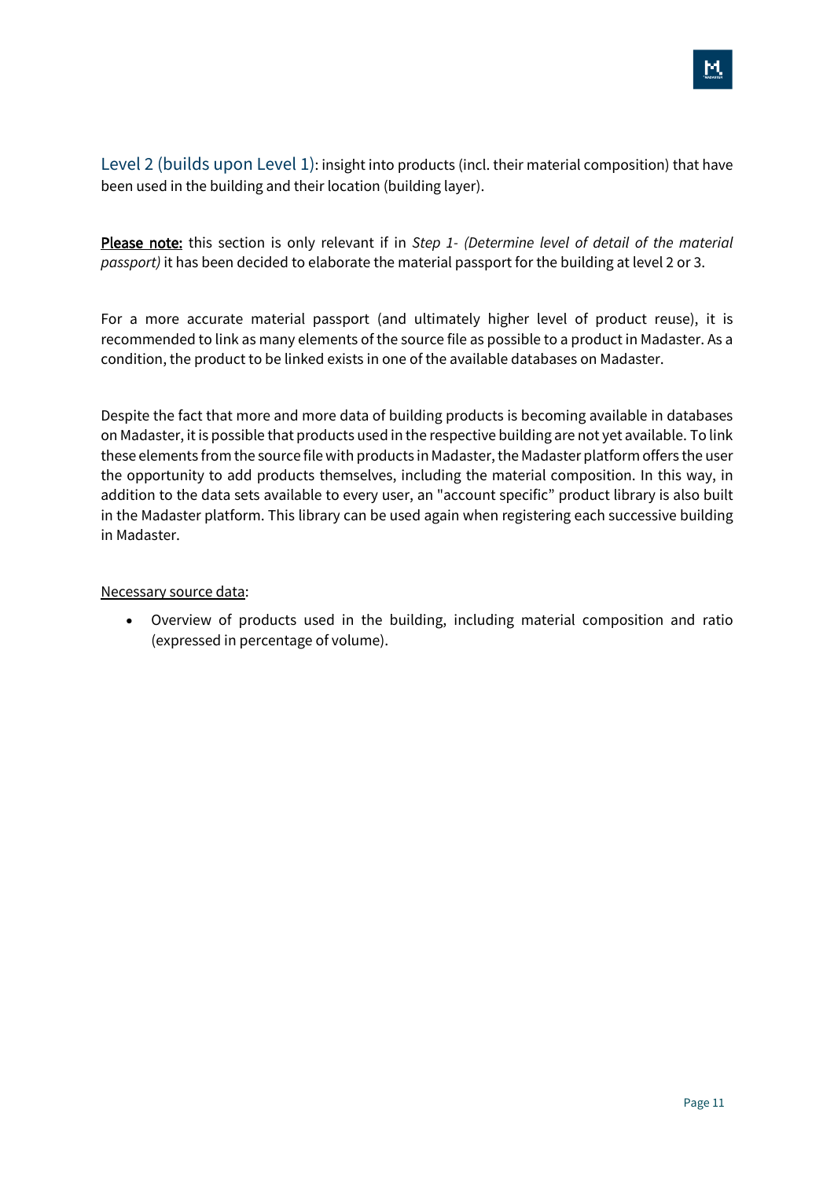Level 2 (builds upon Level 1): insight into products (incl. their material composition) that have been used in the building and their location (building layer).

**Please note:** this section is only relevant if in *Step 1- (Determine level of detail of the material passport)* it has been decided to elaborate the material passport for the building at level 2 or 3.

For a more accurate material passport (and ultimately higher level of product reuse), it is recommended to link as many elements of the source file as possible to a product in Madaster. As a condition, the product to be linked exists in one of the available databases on Madaster.

Despite the fact that more and more data of building products is becoming available in databases on Madaster, it is possible that products used in the respective building are not yet available. To link these elements from the source file with products in Madaster, the Madaster platform offers the user the opportunity to add products themselves, including the material composition. In this way, in addition to the data sets available to every user, an "account specific" product library is also built in the Madaster platform. This library can be used again when registering each successive building in Madaster.

Necessary source data:

- Overview of products used in the building, including material composition and ratio (expressed in percentage of volume).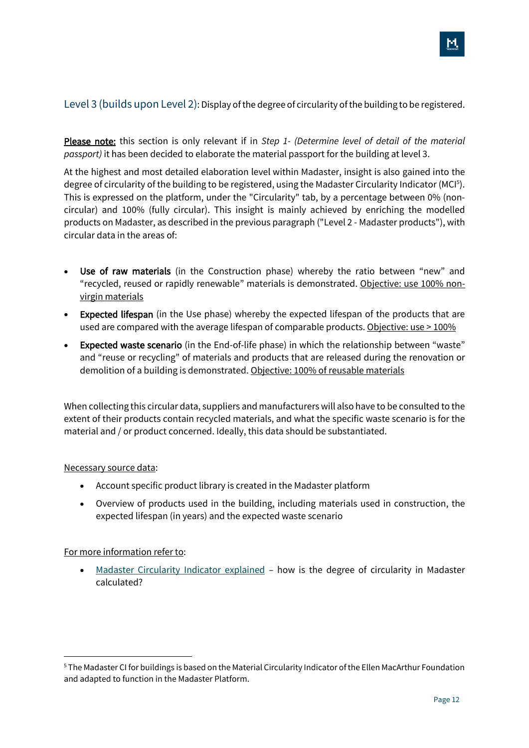## Level 3 (builds upon Level 2): Display of the degree of circularity of the building to be registered.

<u>**Please note:**</u> this section is only relevant if in *Step 1- (Determine level of detail of the material passport)* it has been decided to elaborate the material passport for the building at level 3.

At the highest and most detailed elaboration level within Madaster, insight is also gained into the degree of circularity of the building to be registered, using the Madaster Circularity Indicator (MCI[5]). This is expressed on the platform, under the "Circularity" tab, by a percentage between 0% (non-circular) and 100% (fully circular). This insight is mainly achieved by enriching the modelled products on Madaster, as described in the previous paragraph ("Level 2 - Madaster products"), with circular data in the areas of:

- **Use of raw materials** (in the Construction phase) whereby the ratio between "new" and "recycled, reused or rapidly renewable" materials is demonstrated. <u>Objective: use 100% non-virgin materials</u>
- **Expected lifespan** (in the Use phase) whereby the expected lifespan of the products that are used are compared with the average lifespan of comparable products. <u>Objective: use > 100%</u>
- **Expected waste scenario** (in the End-of-life phase) in which the relationship between "waste" and "reuse or recycling" of materials and products that are released during the renovation or demolition of a building is demonstrated. <u>Objective: 100% of reusable materials</u>

When collecting this circular data, suppliers and manufacturers will also have to be consulted to the extent of their products contain recycled materials, and what the specific waste scenario is for the material and / or product concerned. Ideally, this data should be substantiated.

<u>Necessary source data</u>:

- Account specific product library is created in the Madaster platform
- Overview of products used in the building, including materials used in construction, the expected lifespan (in years) and the expected waste scenario

<u>For more information refer to</u>:

- <u>Madaster Circularity Indicator explained</u> – how is the degree of circularity in Madaster calculated?

---

[5] The Madaster CI for buildings is based on the Material Circularity Indicator of the Ellen MacArthur Foundation and adapted to function in the Madaster Platform.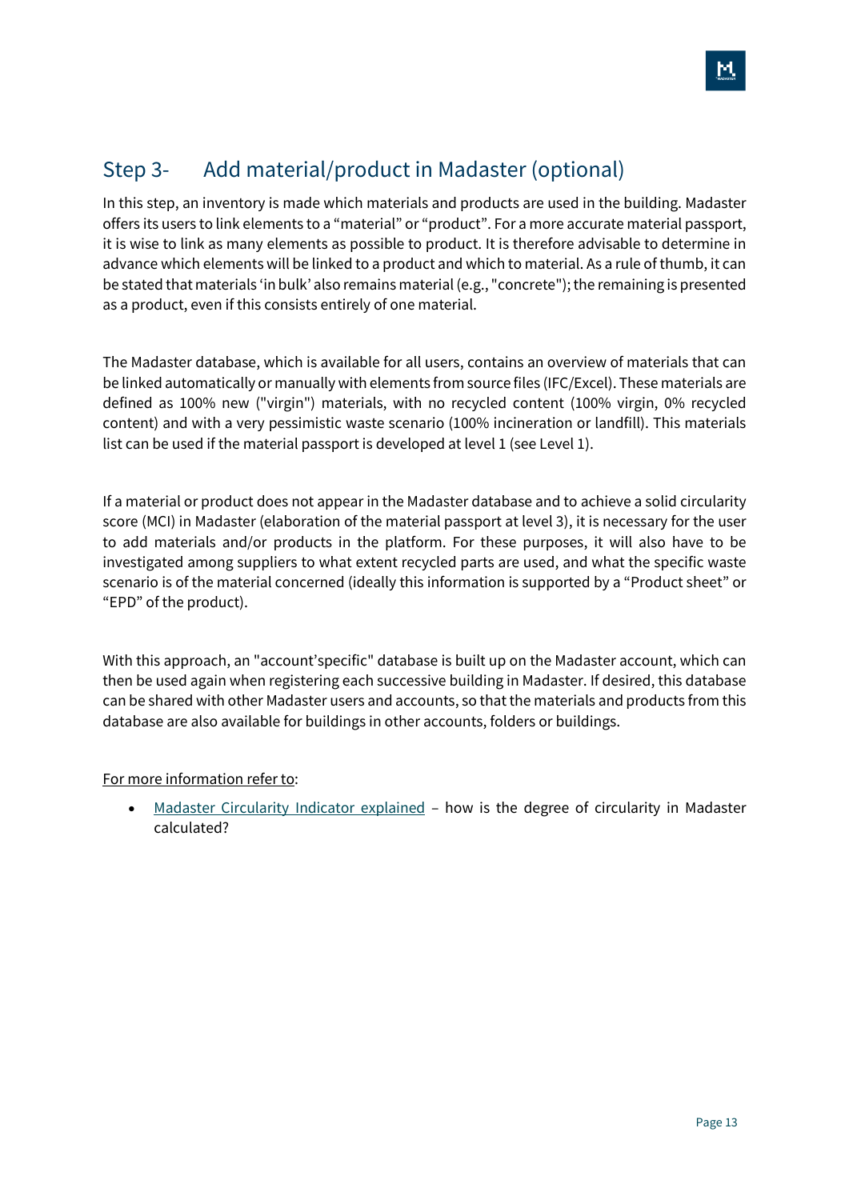## Step 3- Add material/product in Madaster (optional)

In this step, an inventory is made which materials and products are used in the building. Madaster offers its users to link elements to a “material” or “product”. For a more accurate material passport, it is wise to link as many elements as possible to product. It is therefore advisable to determine in advance which elements will be linked to a product and which to material. As a rule of thumb, it can be stated that materials ‘in bulk’ also remains material (e.g., "concrete"); the remaining is presented as a product, even if this consists entirely of one material.

The Madaster database, which is available for all users, contains an overview of materials that can be linked automatically or manually with elements from source files (IFC/Excel). These materials are defined as 100% new ("virgin") materials, with no recycled content (100% virgin, 0% recycled content) and with a very pessimistic waste scenario (100% incineration or landfill). This materials list can be used if the material passport is developed at level 1 (see Level 1).

If a material or product does not appear in the Madaster database and to achieve a solid circularity score (MCI) in Madaster (elaboration of the material passport at level 3), it is necessary for the user to add materials and/or products in the platform. For these purposes, it will also have to be investigated among suppliers to what extent recycled parts are used, and what the specific waste scenario is of the material concerned (ideally this information is supported by a “Product sheet” or “EPD” of the product).

With this approach, an "account’specific" database is built up on the Madaster account, which can then be used again when registering each successive building in Madaster. If desired, this database can be shared with other Madaster users and accounts, so that the materials and products from this database are also available for buildings in other accounts, folders or buildings.

For more information refer to:

- Madaster Circularity Indicator explained – how is the degree of circularity in Madaster calculated?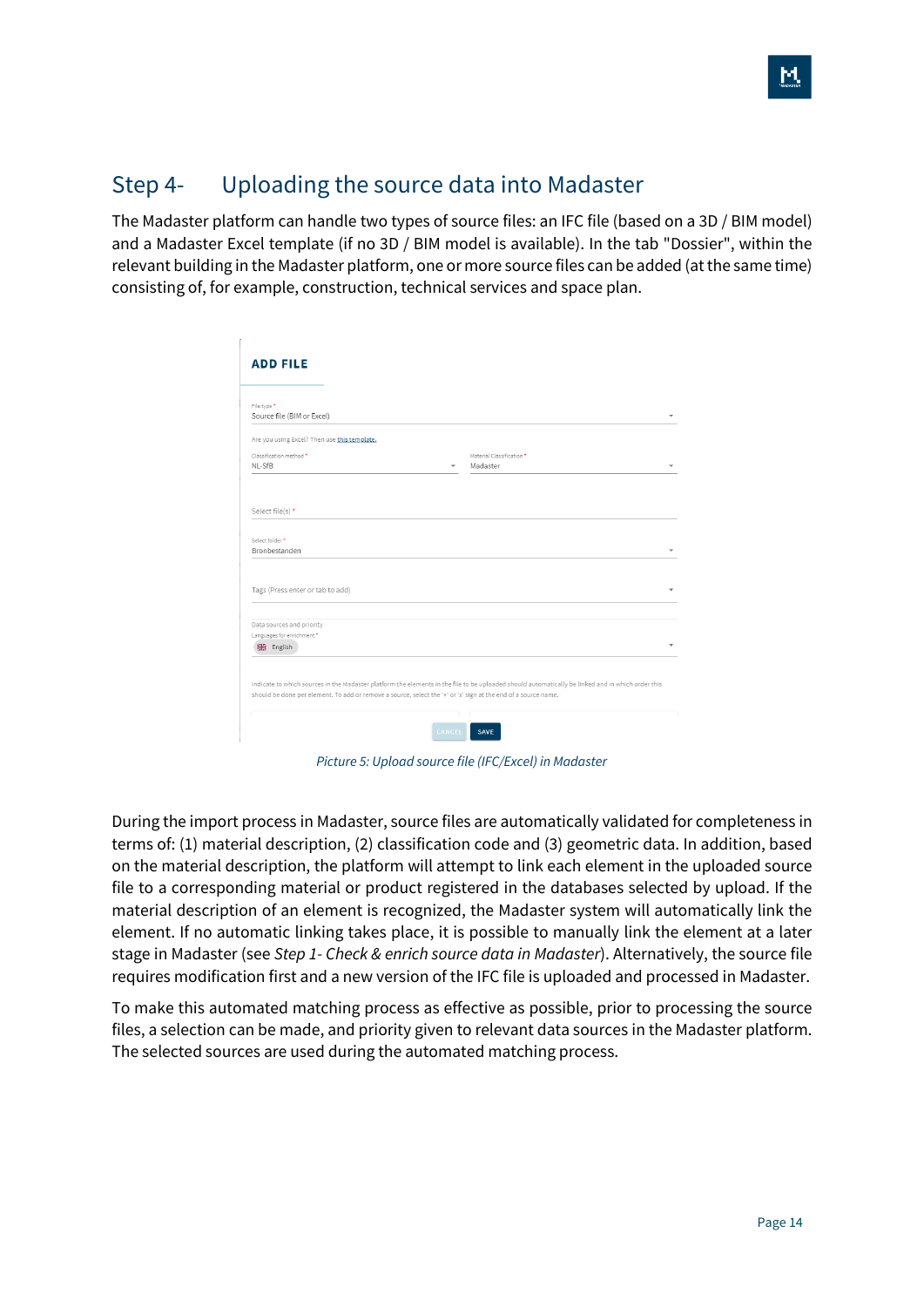## Step 4- Uploading the source data into Madaster

The Madaster platform can handle two types of source files: an IFC file (based on a 3D / BIM model) and a Madaster Excel template (if no 3D / BIM model is available). In the tab "Dossier", within the relevant building in the Madaster platform, one or more source files can be added (at the same time) consisting of, for example, construction, technical services and space plan.

*Picture 5: Upload source file (IFC/Excel) in Madaster*

During the import process in Madaster, source files are automatically validated for completeness in terms of: (1) material description, (2) classification code and (3) geometric data. In addition, based on the material description, the platform will attempt to link each element in the uploaded source file to a corresponding material or product registered in the databases selected by upload. If the material description of an element is recognized, the Madaster system will automatically link the element. If no automatic linking takes place, it is possible to manually link the element at a later stage in Madaster (see *Step 1- Check & enrich source data in Madaster*). Alternatively, the source file requires modification first and a new version of the IFC file is uploaded and processed in Madaster.

To make this automated matching process as effective as possible, prior to processing the source files, a selection can be made, and priority given to relevant data sources in the Madaster platform. The selected sources are used during the automated matching process.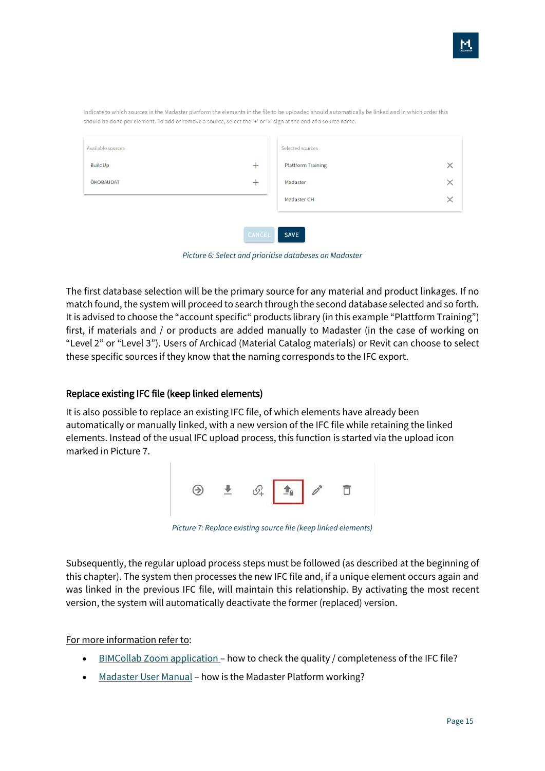Indicate to which sources in the Madaster platform the elements in the file to be uploaded should automatically be linked and in which order this should be done per element. To add or remove a source, select the '+' or 'x' sign at the end of a source name.

| Available sources | | Selected sources | |
|---|---|---|---|
| BuildUp | + | Plattform Training | × |
| ÖKOBAUDAT | + | Madaster | × |
| | | Madaster CH | × |

CANCEL SAVE

*Picture 6: Select and prioritise databases on Madaster*

The first database selection will be the primary source for any material and product linkages. If no match found, the system will proceed to search through the second database selected and so forth. It is advised to choose the "account specific" products library (in this example "Plattform Training") first, if materials and / or products are added manually to Madaster (in the case of working on "Level 2" or "Level 3"). Users of Archicad (Material Catalog materials) or Revit can choose to select these specific sources if they know that the naming corresponds to the IFC export.

### Replace existing IFC file (keep linked elements)

It is also possible to replace an existing IFC file, of which elements have already been automatically or manually linked, with a new version of the IFC file while retaining the linked elements. Instead of the usual IFC upload process, this function is started via the upload icon marked in Picture 7.

*Picture 7: Replace existing source file (keep linked elements)*

Subsequently, the regular upload process steps must be followed (as described at the beginning of this chapter). The system then processes the new IFC file and, if a unique element occurs again and was linked in the previous IFC file, will maintain this relationship. By activating the most recent version, the system will automatically deactivate the former (replaced) version.

For more information refer to:

- BIMCollab Zoom application – how to check the quality / completeness of the IFC file?
- Madaster User Manual – how is the Madaster Platform working?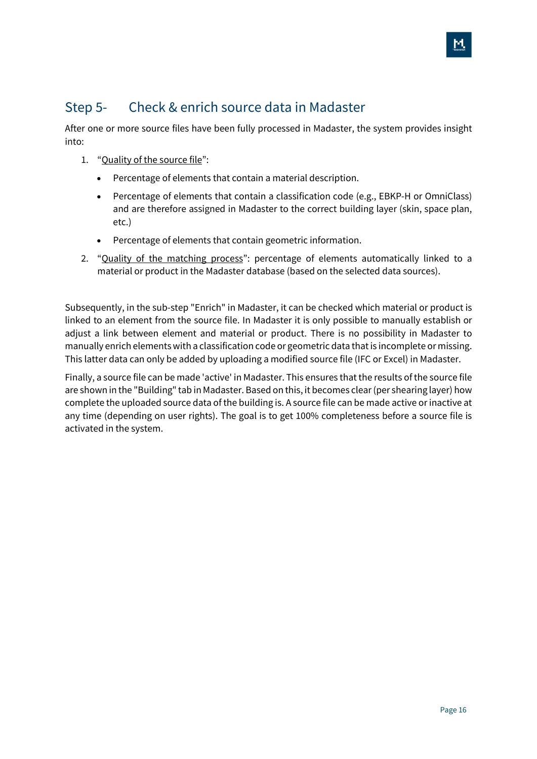## Step 5- Check & enrich source data in Madaster

After one or more source files have been fully processed in Madaster, the system provides insight into:

1. "<u>Quality of the source file</u>":
   - Percentage of elements that contain a material description.
   - Percentage of elements that contain a classification code (e.g., EBKP-H or OmniClass) and are therefore assigned in Madaster to the correct building layer (skin, space plan, etc.)
   - Percentage of elements that contain geometric information.
2. "<u>Quality of the matching process</u>": percentage of elements automatically linked to a material or product in the Madaster database (based on the selected data sources).

Subsequently, in the sub-step "Enrich" in Madaster, it can be checked which material or product is linked to an element from the source file. In Madaster it is only possible to manually establish or adjust a link between element and material or product. There is no possibility in Madaster to manually enrich elements with a classification code or geometric data that is incomplete or missing. This latter data can only be added by uploading a modified source file (IFC or Excel) in Madaster.

Finally, a source file can be made 'active' in Madaster. This ensures that the results of the source file are shown in the "Building" tab in Madaster. Based on this, it becomes clear (per shearing layer) how complete the uploaded source data of the building is. A source file can be made active or inactive at any time (depending on user rights). The goal is to get 100% completeness before a source file is activated in the system.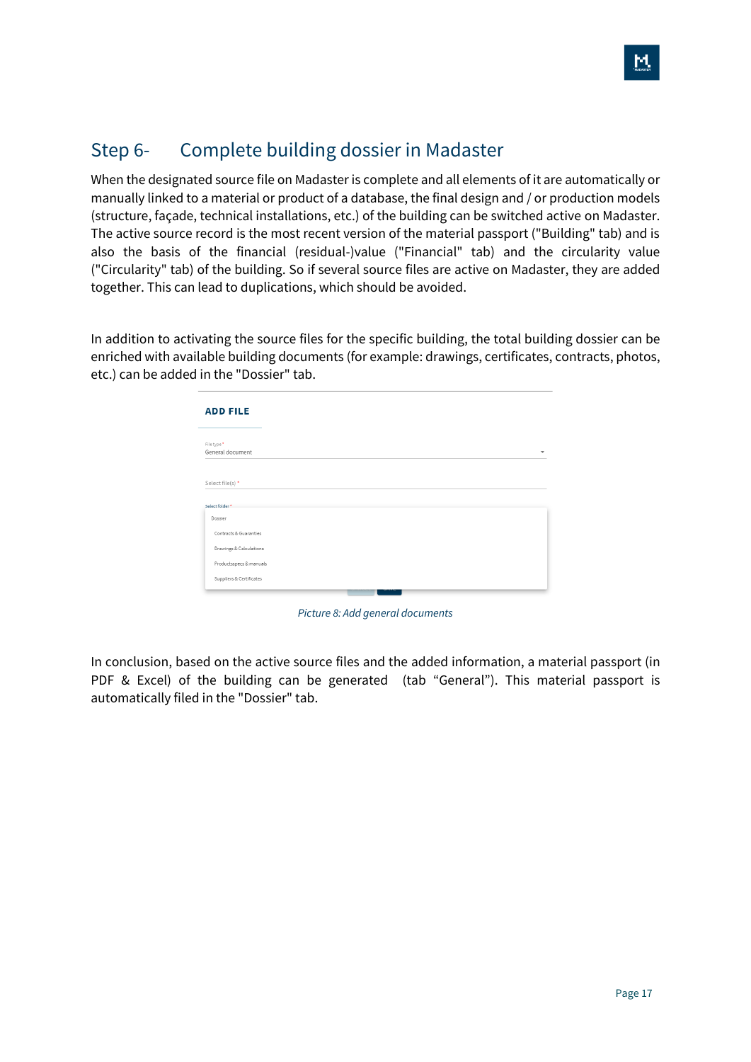## Step 6- Complete building dossier in Madaster

When the designated source file on Madaster is complete and all elements of it are automatically or manually linked to a material or product of a database, the final design and / or production models (structure, façade, technical installations, etc.) of the building can be switched active on Madaster. The active source record is the most recent version of the material passport ("Building" tab) and is also the basis of the financial (residual-)value ("Financial" tab) and the circularity value ("Circularity" tab) of the building. So if several source files are active on Madaster, they are added together. This can lead to duplications, which should be avoided.

In addition to activating the source files for the specific building, the total building dossier can be enriched with available building documents (for example: drawings, certificates, contracts, photos, etc.) can be added in the "Dossier" tab.

*Picture 8: Add general documents*

In conclusion, based on the active source files and the added information, a material passport (in PDF & Excel) of the building can be generated (tab "General"). This material passport is automatically filed in the "Dossier" tab.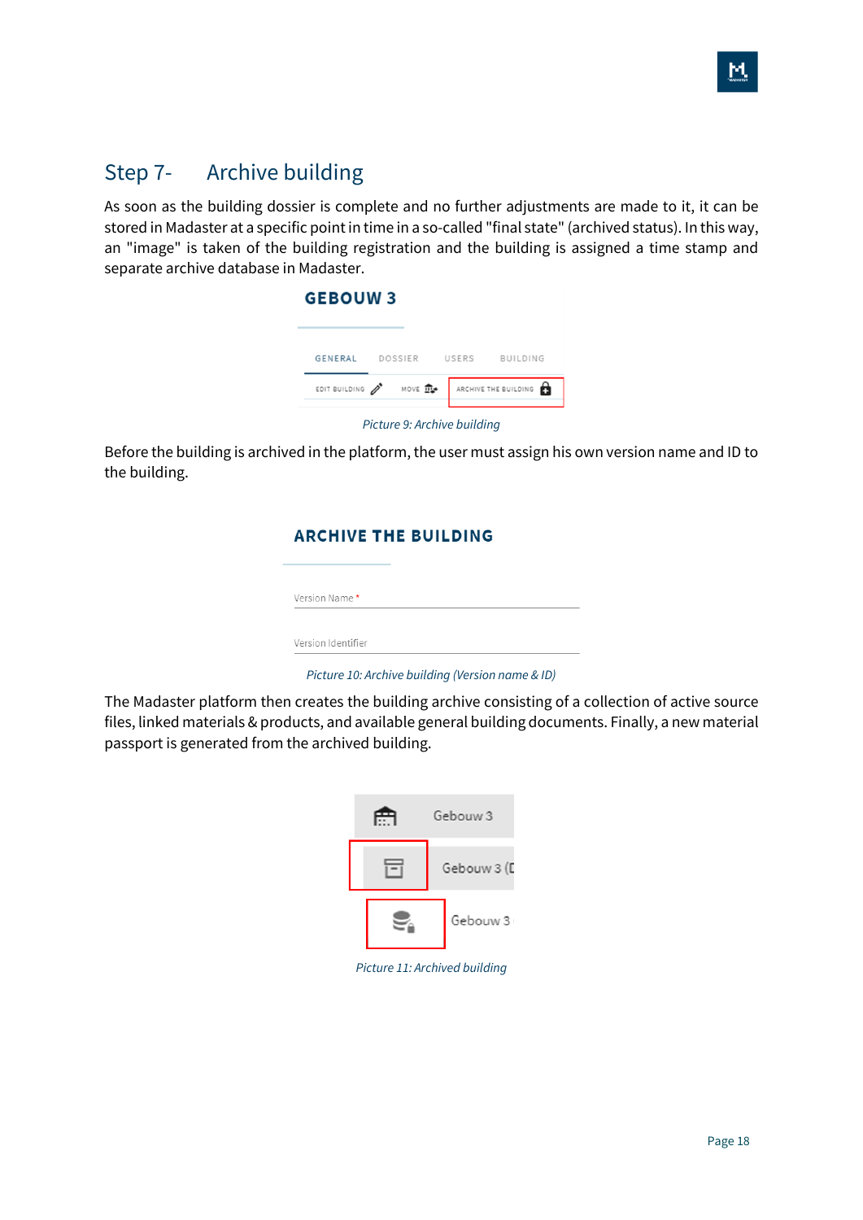## Step 7- Archive building

As soon as the building dossier is complete and no further adjustments are made to it, it can be stored in Madaster at a specific point in time in a so-called "final state" (archived status). In this way, an "image" is taken of the building registration and the building is assigned a time stamp and separate archive database in Madaster.

*Picture 9: Archive building*

Before the building is archived in the platform, the user must assign his own version name and ID to the building.

*Picture 10: Archive building (Version name & ID)*

The Madaster platform then creates the building archive consisting of a collection of active source files, linked materials & products, and available general building documents. Finally, a new material passport is generated from the archived building.

*Picture 11: Archived building*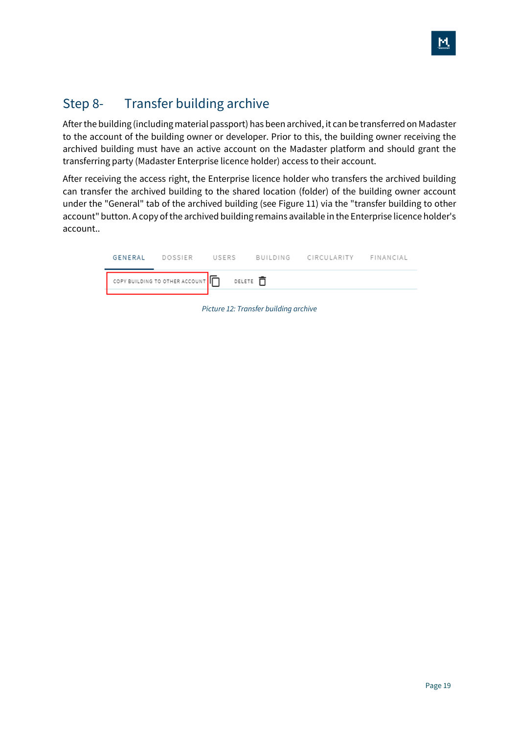## Step 8- Transfer building archive

After the building (including material passport) has been archived, it can be transferred on Madaster to the account of the building owner or developer. Prior to this, the building owner receiving the archived building must have an active account on the Madaster platform and should grant the transferring party (Madaster Enterprise licence holder) access to their account.

After receiving the access right, the Enterprise licence holder who transfers the archived building can transfer the archived building to the shared location (folder) of the building owner account under the "General" tab of the archived building (see Figure 11) via the "transfer building to other account" button. A copy of the archived building remains available in the Enterprise licence holder's account..

GENERAL DOSSIER USERS BUILDING CIRCULARITY FINANCIAL

COPY BUILDING TO OTHER ACCOUNT DELETE

*Picture 12: Transfer building archive*